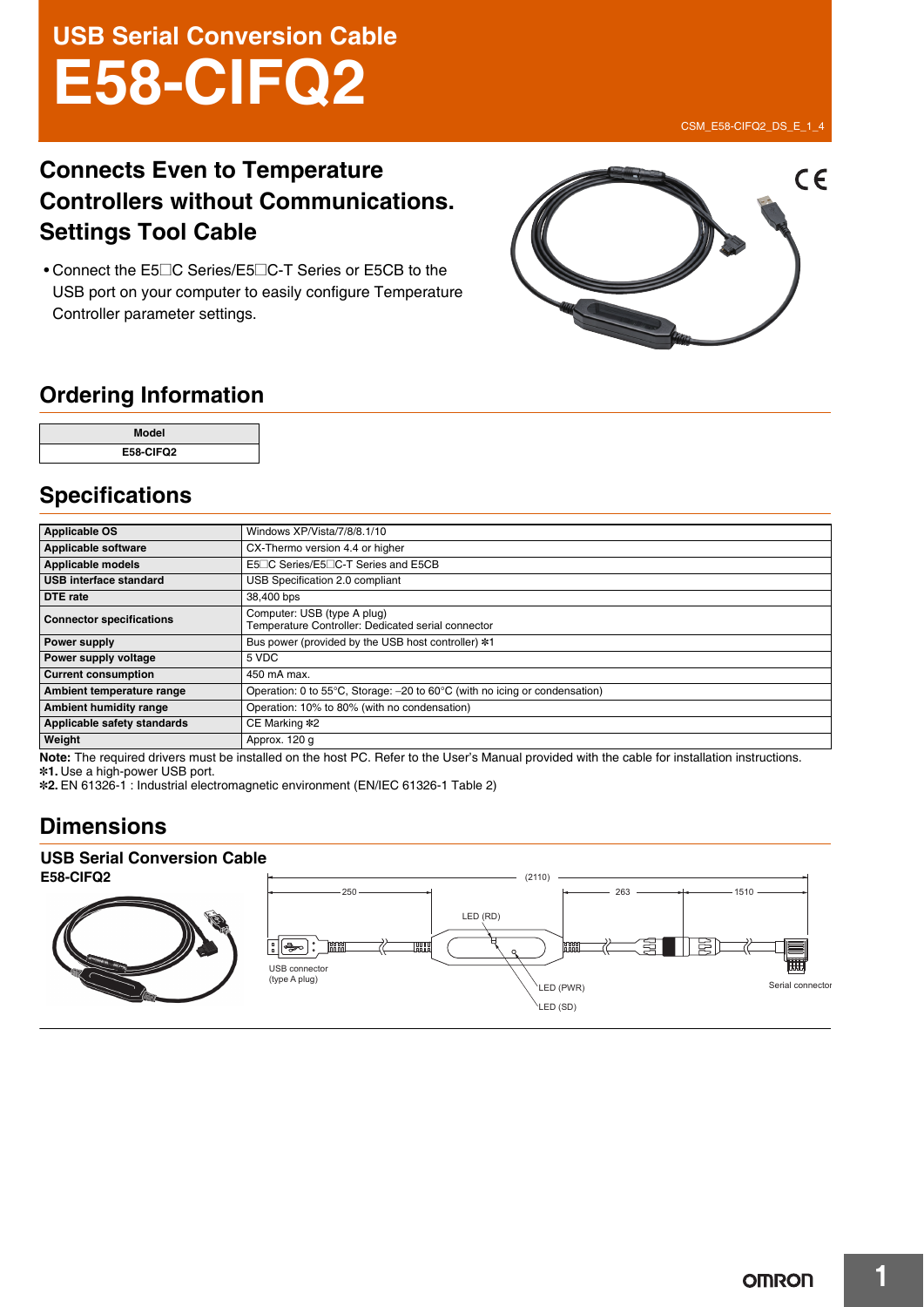# USB Serial Conversion Cable
# E58-CIFQ2

CSM_E58-CIFQ2_DS_E_1_4

## Connects Even to Temperature Controllers without Communications. Settings Tool Cable

- Connect the E5□C Series/E5□C-T Series or E5CB to the USB port on your computer to easily configure Temperature Controller parameter settings.

## Ordering Information

| Model |
| --- |
| E58-CIFQ2 |

## Specifications

| | |
| --- | --- |
| **Applicable OS** | Windows XP/Vista/7/8/8.1/10 |
| **Applicable software** | CX-Thermo version 4.4 or higher |
| **Applicable models** | E5□C Series/E5□C-T Series and E5CB |
| **USB interface standard** | USB Specification 2.0 compliant |
| **DTE rate** | 38,400 bps |
| **Connector specifications** | Computer: USB (type A plug)<br>Temperature Controller: Dedicated serial connector |
| **Power supply** | Bus power (provided by the USB host controller) *1 |
| **Power supply voltage** | 5 VDC |
| **Current consumption** | 450 mA max. |
| **Ambient temperature range** | Operation: 0 to 55°C, Storage: −20 to 60°C (with no icing or condensation) |
| **Ambient humidity range** | Operation: 10% to 80% (with no condensation) |
| **Applicable safety standards** | CE Marking *2 |
| **Weight** | Approx. 120 g |

**Note:** The required drivers must be installed on the host PC. Refer to the User's Manual provided with the cable for installation instructions.
***1.** Use a high-power USB port.
***2.** EN 61326-1 : Industrial electromagnetic environment (EN/IEC 61326-1 Table 2)

## Dimensions

### USB Serial Conversion Cable
**E58-CIFQ2**

(2110)
250 263 1510
LED (RD)
LED (PWR)
LED (SD)
USB connector (type A plug)
Serial connector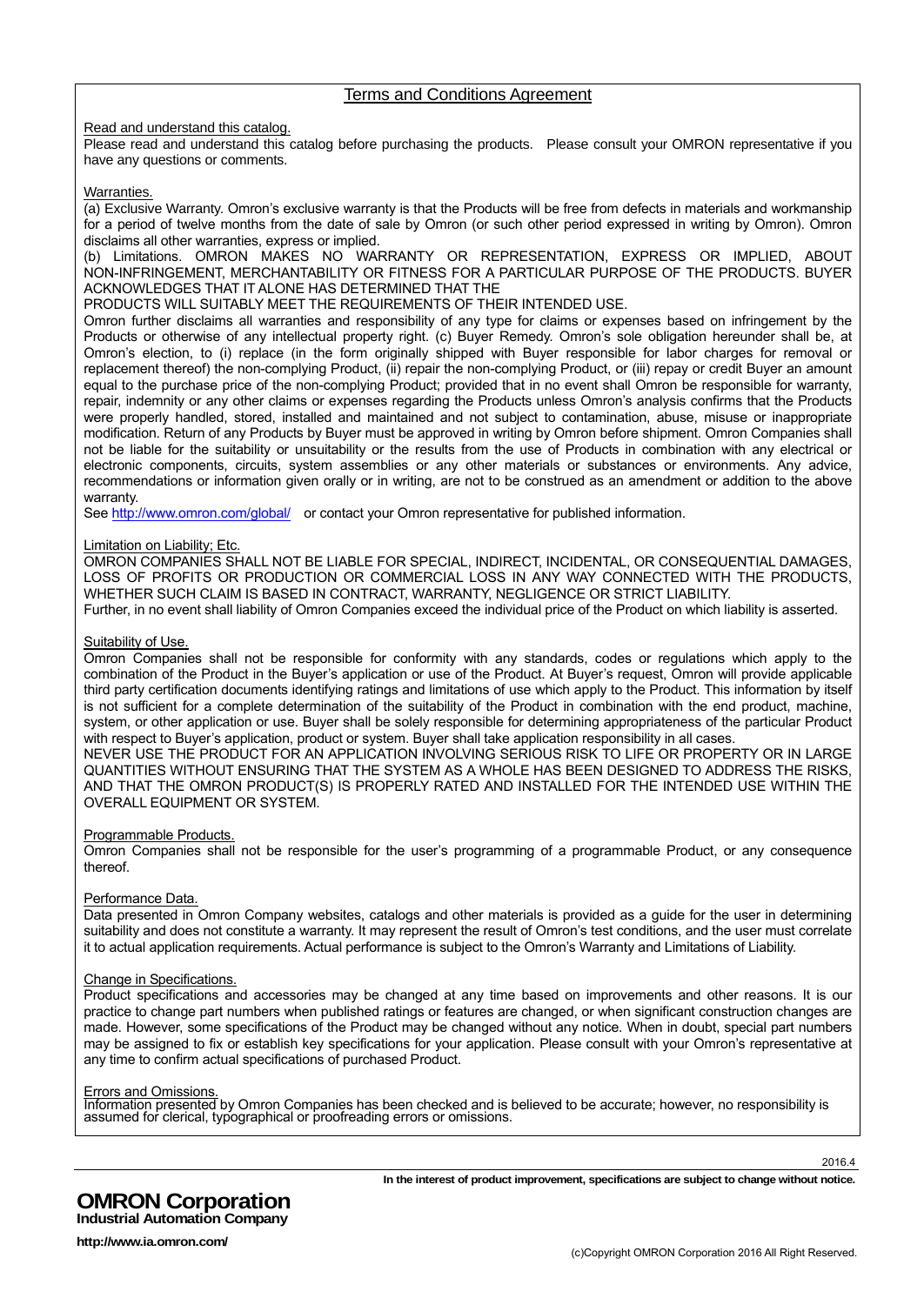## Terms and Conditions Agreement

Read and understand this catalog.

Please read and understand this catalog before purchasing the products. Please consult your OMRON representative if you have any questions or comments.

Warranties.

(a) Exclusive Warranty. Omron's exclusive warranty is that the Products will be free from defects in materials and workmanship for a period of twelve months from the date of sale by Omron (or such other period expressed in writing by Omron). Omron disclaims all other warranties, express or implied.

(b) Limitations. OMRON MAKES NO WARRANTY OR REPRESENTATION, EXPRESS OR IMPLIED, ABOUT NON-INFRINGEMENT, MERCHANTABILITY OR FITNESS FOR A PARTICULAR PURPOSE OF THE PRODUCTS. BUYER ACKNOWLEDGES THAT IT ALONE HAS DETERMINED THAT THE PRODUCTS WILL SUITABLY MEET THE REQUIREMENTS OF THEIR INTENDED USE.

Omron further disclaims all warranties and responsibility of any type for claims or expenses based on infringement by the Products or otherwise of any intellectual property right. (c) Buyer Remedy. Omron's sole obligation hereunder shall be, at Omron's election, to (i) replace (in the form originally shipped with Buyer responsible for labor charges for removal or replacement thereof) the non-complying Product, (ii) repair the non-complying Product, or (iii) repay or credit Buyer an amount equal to the purchase price of the non-complying Product; provided that in no event shall Omron be responsible for warranty, repair, indemnity or any other claims or expenses regarding the Products unless Omron's analysis confirms that the Products were properly handled, stored, installed and maintained and not subject to contamination, abuse, misuse or inappropriate modification. Return of any Products by Buyer must be approved in writing by Omron before shipment. Omron Companies shall not be liable for the suitability or unsuitability or the results from the use of Products in combination with any electrical or electronic components, circuits, system assemblies or any other materials or substances or environments. Any advice, recommendations or information given orally or in writing, are not to be construed as an amendment or addition to the above warranty.

See http://www.omron.com/global/ or contact your Omron representative for published information.

Limitation on Liability; Etc.

OMRON COMPANIES SHALL NOT BE LIABLE FOR SPECIAL, INDIRECT, INCIDENTAL, OR CONSEQUENTIAL DAMAGES, LOSS OF PROFITS OR PRODUCTION OR COMMERCIAL LOSS IN ANY WAY CONNECTED WITH THE PRODUCTS, WHETHER SUCH CLAIM IS BASED IN CONTRACT, WARRANTY, NEGLIGENCE OR STRICT LIABILITY.

Further, in no event shall liability of Omron Companies exceed the individual price of the Product on which liability is asserted.

Suitability of Use.

Omron Companies shall not be responsible for conformity with any standards, codes or regulations which apply to the combination of the Product in the Buyer's application or use of the Product. At Buyer's request, Omron will provide applicable third party certification documents identifying ratings and limitations of use which apply to the Product. This information by itself is not sufficient for a complete determination of the suitability of the Product in combination with the end product, machine, system, or other application or use. Buyer shall be solely responsible for determining appropriateness of the particular Product with respect to Buyer's application, product or system. Buyer shall take application responsibility in all cases.

NEVER USE THE PRODUCT FOR AN APPLICATION INVOLVING SERIOUS RISK TO LIFE OR PROPERTY OR IN LARGE QUANTITIES WITHOUT ENSURING THAT THE SYSTEM AS A WHOLE HAS BEEN DESIGNED TO ADDRESS THE RISKS, AND THAT THE OMRON PRODUCT(S) IS PROPERLY RATED AND INSTALLED FOR THE INTENDED USE WITHIN THE OVERALL EQUIPMENT OR SYSTEM.

Programmable Products.

Omron Companies shall not be responsible for the user's programming of a programmable Product, or any consequence thereof.

Performance Data.

Data presented in Omron Company websites, catalogs and other materials is provided as a guide for the user in determining suitability and does not constitute a warranty. It may represent the result of Omron's test conditions, and the user must correlate it to actual application requirements. Actual performance is subject to the Omron's Warranty and Limitations of Liability.

Change in Specifications.

Product specifications and accessories may be changed at any time based on improvements and other reasons. It is our practice to change part numbers when published ratings or features are changed, or when significant construction changes are made. However, some specifications of the Product may be changed without any notice. When in doubt, special part numbers may be assigned to fix or establish key specifications for your application. Please consult with your Omron's representative at any time to confirm actual specifications of purchased Product.

Errors and Omissions.

Information presented by Omron Companies has been checked and is believed to be accurate; however, no responsibility is assumed for clerical, typographical or proofreading errors or omissions.

2016.4

**In the interest of product improvement, specifications are subject to change without notice.**

**OMRON Corporation**
**Industrial Automation Company**

**http://www.ia.omron.com/**

(c)Copyright OMRON Corporation 2016 All Right Reserved.